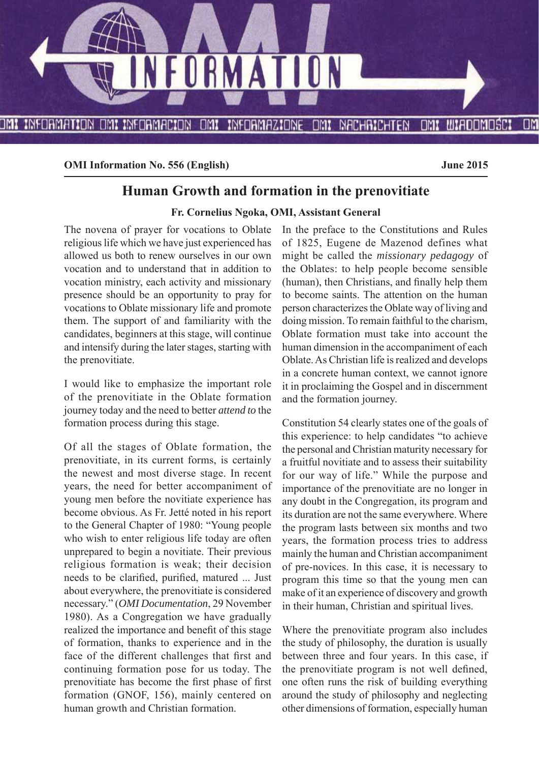**OMI Information No. 556 (English)** **June 2015**

# Human Growth and formation in the prenovitiate

**Fr. Cornelius Ngoka, OMI, Assistant General**

The novena of prayer for vocations to Oblate religious life which we have just experienced has allowed us both to renew ourselves in our own vocation and to understand that in addition to vocation ministry, each activity and missionary presence should be an opportunity to pray for vocations to Oblate missionary life and promote them. The support of and familiarity with the candidates, beginners at this stage, will continue and intensify during the later stages, starting with the prenovitiate.

I would like to emphasize the important role of the prenovitiate in the Oblate formation journey today and the need to better *attend to* the formation process during this stage.

Of all the stages of Oblate formation, the prenovitiate, in its current forms, is certainly the newest and most diverse stage. In recent years, the need for better accompaniment of young men before the novitiate experience has become obvious. As Fr. Jetté noted in his report to the General Chapter of 1980: "Young people who wish to enter religious life today are often unprepared to begin a novitiate. Their previous religious formation is weak; their decision needs to be clarified, purified, matured ... Just about everywhere, the prenovitiate is considered necessary." (*OMI Documentation*, 29 November 1980). As a Congregation we have gradually realized the importance and benefit of this stage of formation, thanks to experience and in the face of the different challenges that first and continuing formation pose for us today. The prenovitiate has become the first phase of first formation (GNOF, 156), mainly centered on human growth and Christian formation.

In the preface to the Constitutions and Rules of 1825, Eugene de Mazenod defines what might be called the *missionary pedagogy* of the Oblates: to help people become sensible (human), then Christians, and finally help them to become saints. The attention on the human person characterizes the Oblate way of living and doing mission. To remain faithful to the charism, Oblate formation must take into account the human dimension in the accompaniment of each Oblate. As Christian life is realized and develops in a concrete human context, we cannot ignore it in proclaiming the Gospel and in discernment and the formation journey.

Constitution 54 clearly states one of the goals of this experience: to help candidates "to achieve the personal and Christian maturity necessary for a fruitful novitiate and to assess their suitability for our way of life." While the purpose and importance of the prenovitiate are no longer in any doubt in the Congregation, its program and its duration are not the same everywhere. Where the program lasts between six months and two years, the formation process tries to address mainly the human and Christian accompaniment of pre-novices. In this case, it is necessary to program this time so that the young men can make of it an experience of discovery and growth in their human, Christian and spiritual lives.

Where the prenovitiate program also includes the study of philosophy, the duration is usually between three and four years. In this case, if the prenovitiate program is not well defined, one often runs the risk of building everything around the study of philosophy and neglecting other dimensions of formation, especially human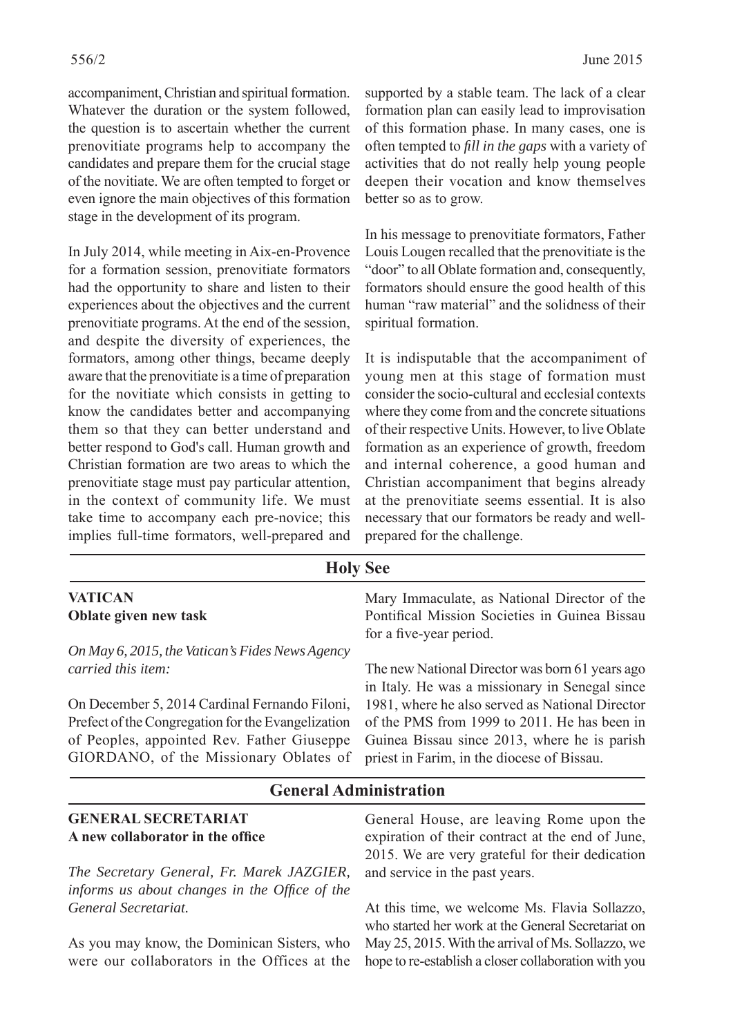accompaniment, Christian and spiritual formation. Whatever the duration or the system followed, the question is to ascertain whether the current prenovitiate programs help to accompany the candidates and prepare them for the crucial stage of the novitiate. We are often tempted to forget or even ignore the main objectives of this formation stage in the development of its program.

In July 2014, while meeting in Aix-en-Provence for a formation session, prenovitiate formators had the opportunity to share and listen to their experiences about the objectives and the current prenovitiate programs. At the end of the session, and despite the diversity of experiences, the formators, among other things, became deeply aware that the prenovitiate is a time of preparation for the novitiate which consists in getting to know the candidates better and accompanying them so that they can better understand and better respond to God's call. Human growth and Christian formation are two areas to which the prenovitiate stage must pay particular attention, in the context of community life. We must take time to accompany each pre-novice; this implies full-time formators, well-prepared and supported by a stable team. The lack of a clear formation plan can easily lead to improvisation of this formation phase. In many cases, one is often tempted to *fill in the gaps* with a variety of activities that do not really help young people deepen their vocation and know themselves better so as to grow.

In his message to prenovitiate formators, Father Louis Lougen recalled that the prenovitiate is the "door" to all Oblate formation and, consequently, formators should ensure the good health of this human "raw material" and the solidness of their spiritual formation.

It is indisputable that the accompaniment of young men at this stage of formation must consider the socio-cultural and ecclesial contexts where they come from and the concrete situations of their respective Units. However, to live Oblate formation as an experience of growth, freedom and internal coherence, a good human and Christian accompaniment that begins already at the prenovitiate seems essential. It is also necessary that our formators be ready and well-prepared for the challenge.

## Holy See

### VATICAN
**Oblate given new task**

*On May 6, 2015, the Vatican's Fides News Agency carried this item:*

On December 5, 2014 Cardinal Fernando Filoni, Prefect of the Congregation for the Evangelization of Peoples, appointed Rev. Father Giuseppe GIORDANO, of the Missionary Oblates of Mary Immaculate, as National Director of the Pontifical Mission Societies in Guinea Bissau for a five-year period.

The new National Director was born 61 years ago in Italy. He was a missionary in Senegal since 1981, where he also served as National Director of the PMS from 1999 to 2011. He has been in Guinea Bissau since 2013, where he is parish priest in Farim, in the diocese of Bissau.

## General Administration

### GENERAL SECRETARIAT
**A new collaborator in the office**

*The Secretary General, Fr. Marek JAZGIER, informs us about changes in the Office of the General Secretariat.*

As you may know, the Dominican Sisters, who were our collaborators in the Offices at the General House, are leaving Rome upon the expiration of their contract at the end of June, 2015. We are very grateful for their dedication and service in the past years.

At this time, we welcome Ms. Flavia Sollazzo, who started her work at the General Secretariat on May 25, 2015. With the arrival of Ms. Sollazzo, we hope to re-establish a closer collaboration with you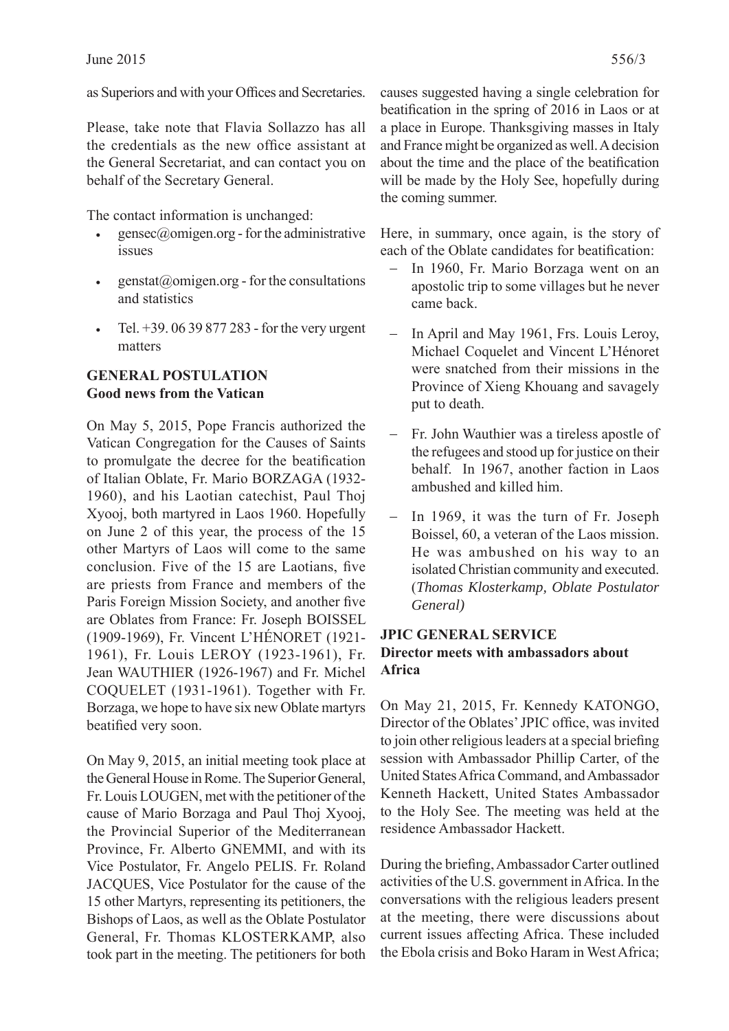as Superiors and with your Offices and Secretaries.

Please, take note that Flavia Sollazzo has all the credentials as the new office assistant at the General Secretariat, and can contact you on behalf of the Secretary General.

The contact information is unchanged:

- gensec@omigen.org - for the administrative issues
- genstat@omigen.org - for the consultations and statistics
- Tel. +39. 06 39 877 283 - for the very urgent matters

## GENERAL POSTULATION
### Good news from the Vatican

On May 5, 2015, Pope Francis authorized the Vatican Congregation for the Causes of Saints to promulgate the decree for the beatification of Italian Oblate, Fr. Mario BORZAGA (1932-1960), and his Laotian catechist, Paul Thoj Xyooj, both martyred in Laos 1960. Hopefully on June 2 of this year, the process of the 15 other Martyrs of Laos will come to the same conclusion. Five of the 15 are Laotians, five are priests from France and members of the Paris Foreign Mission Society, and another five are Oblates from France: Fr. Joseph BOISSEL (1909-1969), Fr. Vincent L'HÉNORET (1921-1961), Fr. Louis LEROY (1923-1961), Fr. Jean WAUTHIER (1926-1967) and Fr. Michel COQUELET (1931-1961). Together with Fr. Borzaga, we hope to have six new Oblate martyrs beatified very soon.

On May 9, 2015, an initial meeting took place at the General House in Rome. The Superior General, Fr. Louis LOUGEN, met with the petitioner of the cause of Mario Borzaga and Paul Thoj Xyooj, the Provincial Superior of the Mediterranean Province, Fr. Alberto GNEMMI, and with its Vice Postulator, Fr. Angelo PELIS. Fr. Roland JACQUES, Vice Postulator for the cause of the 15 other Martyrs, representing its petitioners, the Bishops of Laos, as well as the Oblate Postulator General, Fr. Thomas KLOSTERKAMP, also took part in the meeting. The petitioners for both causes suggested having a single celebration for beatification in the spring of 2016 in Laos or at a place in Europe. Thanksgiving masses in Italy and France might be organized as well. A decision about the time and the place of the beatification will be made by the Holy See, hopefully during the coming summer.

Here, in summary, once again, is the story of each of the Oblate candidates for beatification:

– In 1960, Fr. Mario Borzaga went on an apostolic trip to some villages but he never came back.
– In April and May 1961, Frs. Louis Leroy, Michael Coquelet and Vincent L'Hénoret were snatched from their missions in the Province of Xieng Khouang and savagely put to death.
– Fr. John Wauthier was a tireless apostle of the refugees and stood up for justice on their behalf. In 1967, another faction in Laos ambushed and killed him.
– In 1969, it was the turn of Fr. Joseph Boissel, 60, a veteran of the Laos mission. He was ambushed on his way to an isolated Christian community and executed. (*Thomas Klosterkamp, Oblate Postulator General)*

## JPIC GENERAL SERVICE
### Director meets with ambassadors about Africa

On May 21, 2015, Fr. Kennedy KATONGO, Director of the Oblates' JPIC office, was invited to join other religious leaders at a special briefing session with Ambassador Phillip Carter, of the United States Africa Command, and Ambassador Kenneth Hackett, United States Ambassador to the Holy See. The meeting was held at the residence Ambassador Hackett.

During the briefing, Ambassador Carter outlined activities of the U.S. government in Africa. In the conversations with the religious leaders present at the meeting, there were discussions about current issues affecting Africa. These included the Ebola crisis and Boko Haram in West Africa;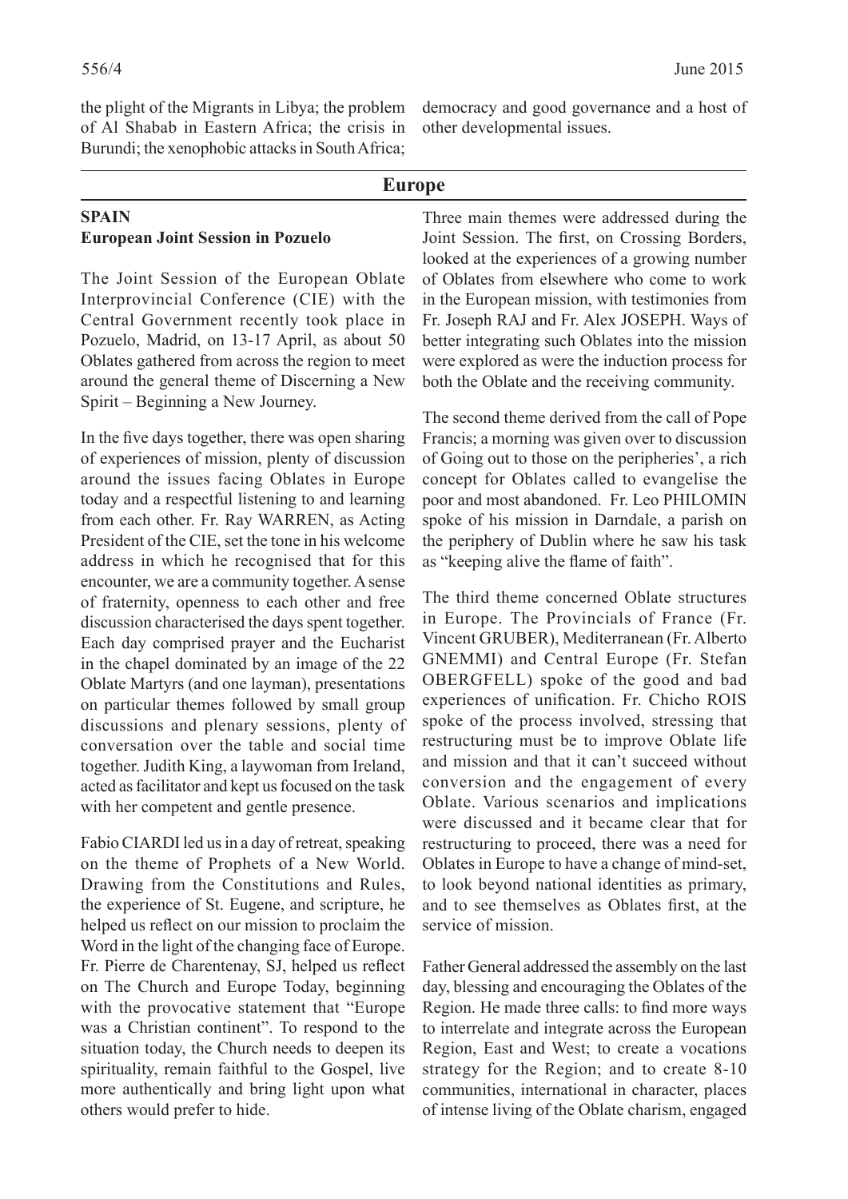the plight of the Migrants in Libya; the problem of Al Shabab in Eastern Africa; the crisis in Burundi; the xenophobic attacks in South Africa; democracy and good governance and a host of other developmental issues.

## Europe

### SPAIN

**European Joint Session in Pozuelo**

The Joint Session of the European Oblate Interprovincial Conference (CIE) with the Central Government recently took place in Pozuelo, Madrid, on 13-17 April, as about 50 Oblates gathered from across the region to meet around the general theme of Discerning a New Spirit – Beginning a New Journey.

In the five days together, there was open sharing of experiences of mission, plenty of discussion around the issues facing Oblates in Europe today and a respectful listening to and learning from each other. Fr. Ray WARREN, as Acting President of the CIE, set the tone in his welcome address in which he recognised that for this encounter, we are a community together. A sense of fraternity, openness to each other and free discussion characterised the days spent together. Each day comprised prayer and the Eucharist in the chapel dominated by an image of the 22 Oblate Martyrs (and one layman), presentations on particular themes followed by small group discussions and plenary sessions, plenty of conversation over the table and social time together. Judith King, a laywoman from Ireland, acted as facilitator and kept us focused on the task with her competent and gentle presence.

Fabio CIARDI led us in a day of retreat, speaking on the theme of Prophets of a New World. Drawing from the Constitutions and Rules, the experience of St. Eugene, and scripture, he helped us reflect on our mission to proclaim the Word in the light of the changing face of Europe. Fr. Pierre de Charentenay, SJ, helped us reflect on The Church and Europe Today, beginning with the provocative statement that "Europe was a Christian continent". To respond to the situation today, the Church needs to deepen its spirituality, remain faithful to the Gospel, live more authentically and bring light upon what others would prefer to hide.

Three main themes were addressed during the Joint Session. The first, on Crossing Borders, looked at the experiences of a growing number of Oblates from elsewhere who come to work in the European mission, with testimonies from Fr. Joseph RAJ and Fr. Alex JOSEPH. Ways of better integrating such Oblates into the mission were explored as were the induction process for both the Oblate and the receiving community.

The second theme derived from the call of Pope Francis; a morning was given over to discussion of Going out to those on the peripheries', a rich concept for Oblates called to evangelise the poor and most abandoned. Fr. Leo PHILOMIN spoke of his mission in Darndale, a parish on the periphery of Dublin where he saw his task as "keeping alive the flame of faith".

The third theme concerned Oblate structures in Europe. The Provincials of France (Fr. Vincent GRUBER), Mediterranean (Fr. Alberto GNEMMI) and Central Europe (Fr. Stefan OBERGFELL) spoke of the good and bad experiences of unification. Fr. Chicho ROIS spoke of the process involved, stressing that restructuring must be to improve Oblate life and mission and that it can't succeed without conversion and the engagement of every Oblate. Various scenarios and implications were discussed and it became clear that for restructuring to proceed, there was a need for Oblates in Europe to have a change of mind-set, to look beyond national identities as primary, and to see themselves as Oblates first, at the service of mission.

Father General addressed the assembly on the last day, blessing and encouraging the Oblates of the Region. He made three calls: to find more ways to interrelate and integrate across the European Region, East and West; to create a vocations strategy for the Region; and to create 8-10 communities, international in character, places of intense living of the Oblate charism, engaged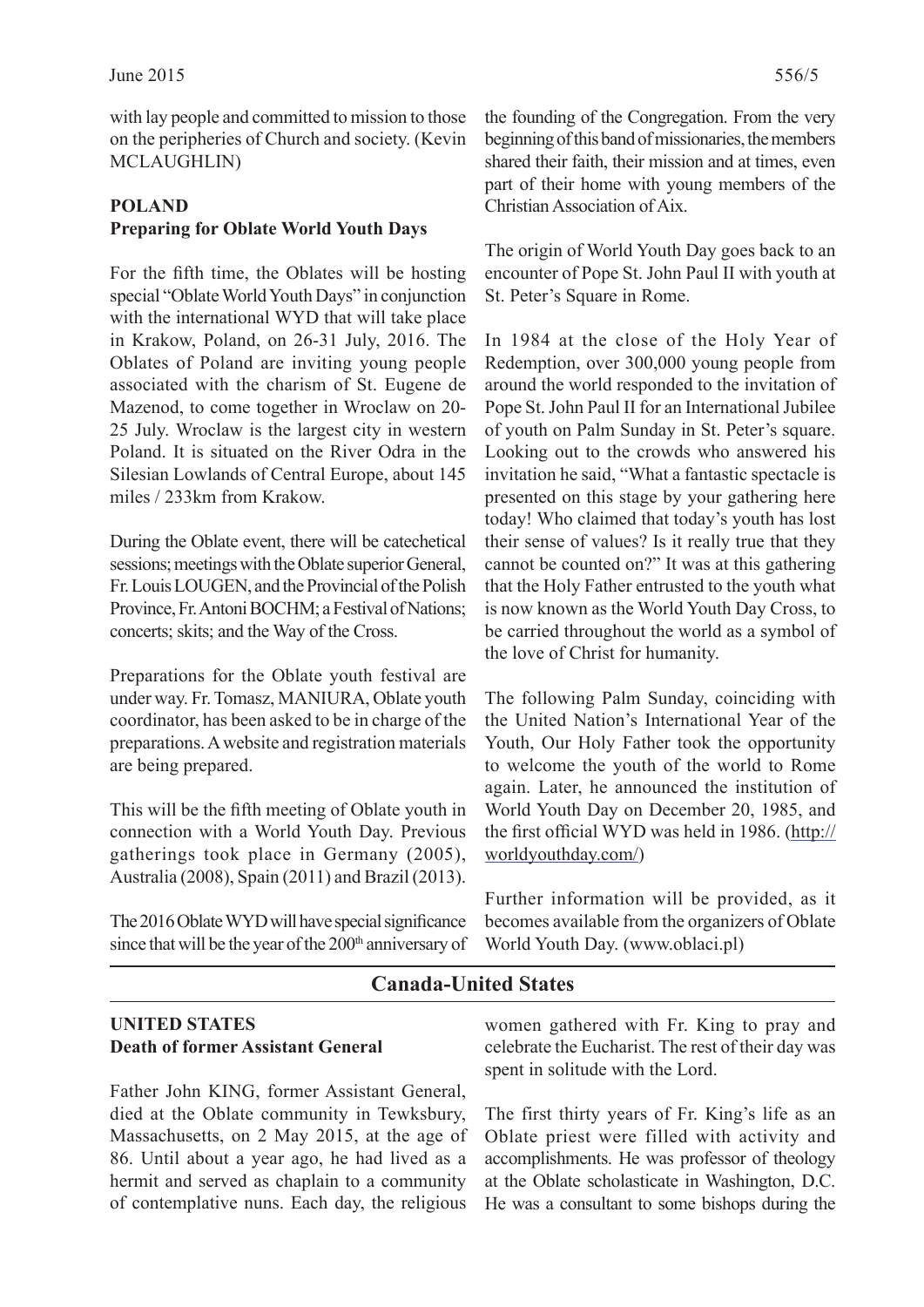with lay people and committed to mission to those on the peripheries of Church and society. (Kevin MCLAUGHLIN)

**POLAND**
**Preparing for Oblate World Youth Days**

For the fifth time, the Oblates will be hosting special "Oblate World Youth Days" in conjunction with the international WYD that will take place in Krakow, Poland, on 26-31 July, 2016. The Oblates of Poland are inviting young people associated with the charism of St. Eugene de Mazenod, to come together in Wroclaw on 20-25 July. Wroclaw is the largest city in western Poland. It is situated on the River Odra in the Silesian Lowlands of Central Europe, about 145 miles / 233km from Krakow.

During the Oblate event, there will be catechetical sessions; meetings with the Oblate superior General, Fr. Louis LOUGEN, and the Provincial of the Polish Province, Fr. Antoni BOCHM; a Festival of Nations; concerts; skits; and the Way of the Cross.

Preparations for the Oblate youth festival are under way. Fr. Tomasz, MANIURA, Oblate youth coordinator, has been asked to be in charge of the preparations. A website and registration materials are being prepared.

This will be the fifth meeting of Oblate youth in connection with a World Youth Day. Previous gatherings took place in Germany (2005), Australia (2008), Spain (2011) and Brazil (2013).

The 2016 Oblate WYD will have special significance since that will be the year of the 200th anniversary of the founding of the Congregation. From the very beginning of this band of missionaries, the members shared their faith, their mission and at times, even part of their home with young members of the Christian Association of Aix.

The origin of World Youth Day goes back to an encounter of Pope St. John Paul II with youth at St. Peter's Square in Rome.

In 1984 at the close of the Holy Year of Redemption, over 300,000 young people from around the world responded to the invitation of Pope St. John Paul II for an International Jubilee of youth on Palm Sunday in St. Peter's square. Looking out to the crowds who answered his invitation he said, "What a fantastic spectacle is presented on this stage by your gathering here today! Who claimed that today's youth has lost their sense of values? Is it really true that they cannot be counted on?" It was at this gathering that the Holy Father entrusted to the youth what is now known as the World Youth Day Cross, to be carried throughout the world as a symbol of the love of Christ for humanity.

The following Palm Sunday, coinciding with the United Nation's International Year of the Youth, Our Holy Father took the opportunity to welcome the youth of the world to Rome again. Later, he announced the institution of World Youth Day on December 20, 1985, and the first official WYD was held in 1986. (http://worldyouthday.com/)

Further information will be provided, as it becomes available from the organizers of Oblate World Youth Day. (www.oblaci.pl)

## Canada-United States

**UNITED STATES**
**Death of former Assistant General**

Father John KING, former Assistant General, died at the Oblate community in Tewksbury, Massachusetts, on 2 May 2015, at the age of 86. Until about a year ago, he had lived as a hermit and served as chaplain to a community of contemplative nuns. Each day, the religious women gathered with Fr. King to pray and celebrate the Eucharist. The rest of their day was spent in solitude with the Lord.

The first thirty years of Fr. King's life as an Oblate priest were filled with activity and accomplishments. He was professor of theology at the Oblate scholasticate in Washington, D.C. He was a consultant to some bishops during the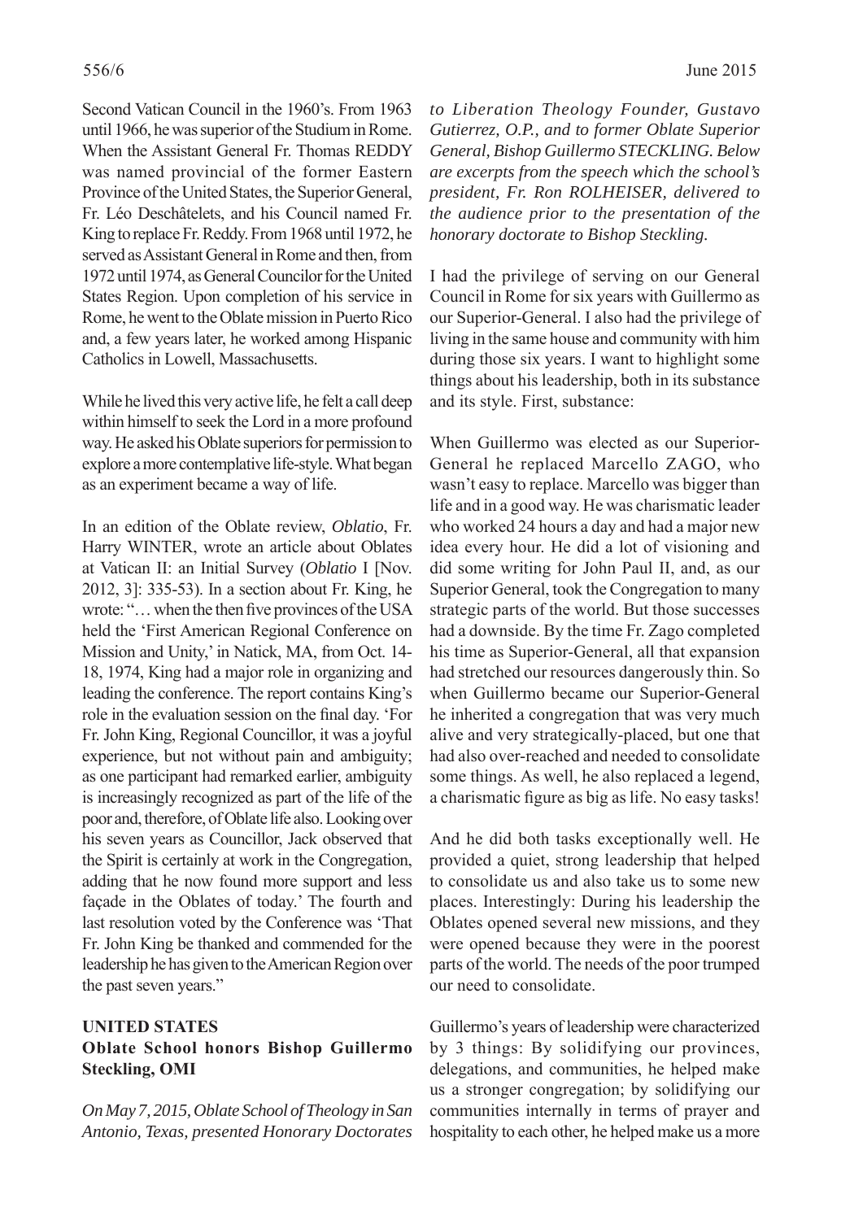Second Vatican Council in the 1960's. From 1963 until 1966, he was superior of the Studium in Rome. When the Assistant General Fr. Thomas REDDY was named provincial of the former Eastern Province of the United States, the Superior General, Fr. Léo Deschâtelets, and his Council named Fr. King to replace Fr. Reddy. From 1968 until 1972, he served as Assistant General in Rome and then, from 1972 until 1974, as General Councilor for the United States Region. Upon completion of his service in Rome, he went to the Oblate mission in Puerto Rico and, a few years later, he worked among Hispanic Catholics in Lowell, Massachusetts.

While he lived this very active life, he felt a call deep within himself to seek the Lord in a more profound way. He asked his Oblate superiors for permission to explore a more contemplative life-style. What began as an experiment became a way of life.

In an edition of the Oblate review, *Oblatio*, Fr. Harry WINTER, wrote an article about Oblates at Vatican II: an Initial Survey (*Oblatio* I [Nov. 2012, 3]: 335-53). In a section about Fr. King, he wrote: "… when the then five provinces of the USA held the 'First American Regional Conference on Mission and Unity,' in Natick, MA, from Oct. 14-18, 1974, King had a major role in organizing and leading the conference. The report contains King's role in the evaluation session on the final day. 'For Fr. John King, Regional Councillor, it was a joyful experience, but not without pain and ambiguity; as one participant had remarked earlier, ambiguity is increasingly recognized as part of the life of the poor and, therefore, of Oblate life also. Looking over his seven years as Councillor, Jack observed that the Spirit is certainly at work in the Congregation, adding that he now found more support and less façade in the Oblates of today.' The fourth and last resolution voted by the Conference was 'That Fr. John King be thanked and commended for the leadership he has given to the American Region over the past seven years."

## UNITED STATES

### Oblate School honors Bishop Guillermo Steckling, OMI

*On May 7, 2015, Oblate School of Theology in San Antonio, Texas, presented Honorary Doctorates to Liberation Theology Founder, Gustavo Gutierrez, O.P., and to former Oblate Superior General, Bishop Guillermo STECKLING. Below are excerpts from the speech which the school's president, Fr. Ron ROLHEISER, delivered to the audience prior to the presentation of the honorary doctorate to Bishop Steckling.*

I had the privilege of serving on our General Council in Rome for six years with Guillermo as our Superior-General. I also had the privilege of living in the same house and community with him during those six years. I want to highlight some things about his leadership, both in its substance and its style. First, substance:

When Guillermo was elected as our Superior-General he replaced Marcello ZAGO, who wasn't easy to replace. Marcello was bigger than life and in a good way. He was charismatic leader who worked 24 hours a day and had a major new idea every hour. He did a lot of visioning and did some writing for John Paul II, and, as our Superior General, took the Congregation to many strategic parts of the world. But those successes had a downside. By the time Fr. Zago completed his time as Superior-General, all that expansion had stretched our resources dangerously thin. So when Guillermo became our Superior-General he inherited a congregation that was very much alive and very strategically-placed, but one that had also over-reached and needed to consolidate some things. As well, he also replaced a legend, a charismatic figure as big as life. No easy tasks!

And he did both tasks exceptionally well. He provided a quiet, strong leadership that helped to consolidate us and also take us to some new places. Interestingly: During his leadership the Oblates opened several new missions, and they were opened because they were in the poorest parts of the world. The needs of the poor trumped our need to consolidate.

Guillermo's years of leadership were characterized by 3 things: By solidifying our provinces, delegations, and communities, he helped make us a stronger congregation; by solidifying our communities internally in terms of prayer and hospitality to each other, he helped make us a more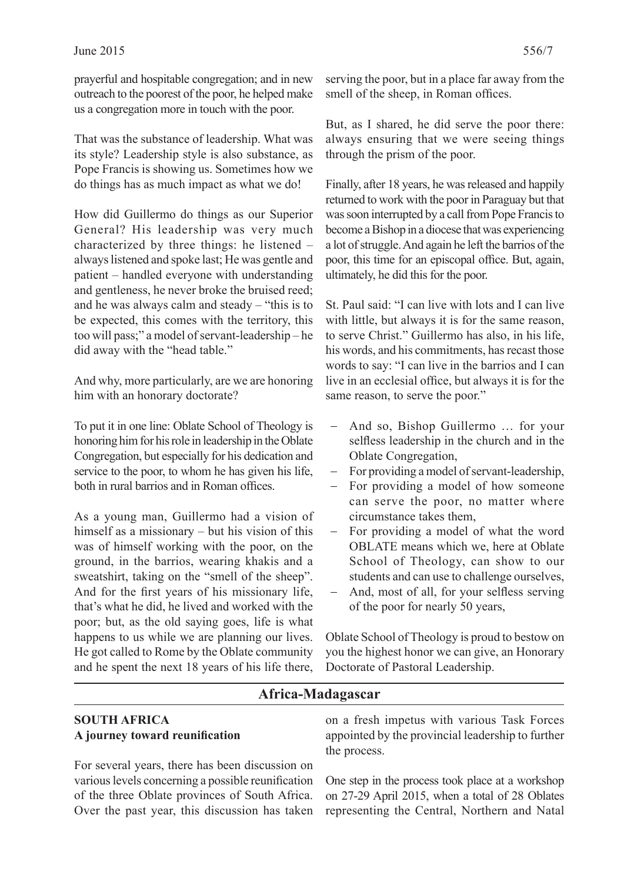prayerful and hospitable congregation; and in new outreach to the poorest of the poor, he helped make us a congregation more in touch with the poor.

That was the substance of leadership. What was its style? Leadership style is also substance, as Pope Francis is showing us. Sometimes how we do things has as much impact as what we do!

How did Guillermo do things as our Superior General? His leadership was very much characterized by three things: he listened – always listened and spoke last; He was gentle and patient – handled everyone with understanding and gentleness, he never broke the bruised reed; and he was always calm and steady – "this is to be expected, this comes with the territory, this too will pass;" a model of servant-leadership – he did away with the "head table."

And why, more particularly, are we are honoring him with an honorary doctorate?

To put it in one line: Oblate School of Theology is honoring him for his role in leadership in the Oblate Congregation, but especially for his dedication and service to the poor, to whom he has given his life, both in rural barrios and in Roman offices.

As a young man, Guillermo had a vision of himself as a missionary – but his vision of this was of himself working with the poor, on the ground, in the barrios, wearing khakis and a sweatshirt, taking on the "smell of the sheep". And for the first years of his missionary life, that's what he did, he lived and worked with the poor; but, as the old saying goes, life is what happens to us while we are planning our lives. He got called to Rome by the Oblate community and he spent the next 18 years of his life there, serving the poor, but in a place far away from the smell of the sheep, in Roman offices.

But, as I shared, he did serve the poor there: always ensuring that we were seeing things through the prism of the poor.

Finally, after 18 years, he was released and happily returned to work with the poor in Paraguay but that was soon interrupted by a call from Pope Francis to become a Bishop in a diocese that was experiencing a lot of struggle. And again he left the barrios of the poor, this time for an episcopal office. But, again, ultimately, he did this for the poor.

St. Paul said: "I can live with lots and I can live with little, but always it is for the same reason, to serve Christ." Guillermo has also, in his life, his words, and his commitments, has recast those words to say: "I can live in the barrios and I can live in an ecclesial office, but always it is for the same reason, to serve the poor."

- And so, Bishop Guillermo … for your selfless leadership in the church and in the Oblate Congregation,
- For providing a model of servant-leadership,
- For providing a model of how someone can serve the poor, no matter where circumstance takes them,
- For providing a model of what the word OBLATE means which we, here at Oblate School of Theology, can show to our students and can use to challenge ourselves,
- And, most of all, for your selfless serving of the poor for nearly 50 years,

Oblate School of Theology is proud to bestow on you the highest honor we can give, an Honorary Doctorate of Pastoral Leadership.

## Africa-Madagascar

### SOUTH AFRICA
**A journey toward reunification**

For several years, there has been discussion on various levels concerning a possible reunification of the three Oblate provinces of South Africa. Over the past year, this discussion has taken on a fresh impetus with various Task Forces appointed by the provincial leadership to further the process.

One step in the process took place at a workshop on 27-29 April 2015, when a total of 28 Oblates representing the Central, Northern and Natal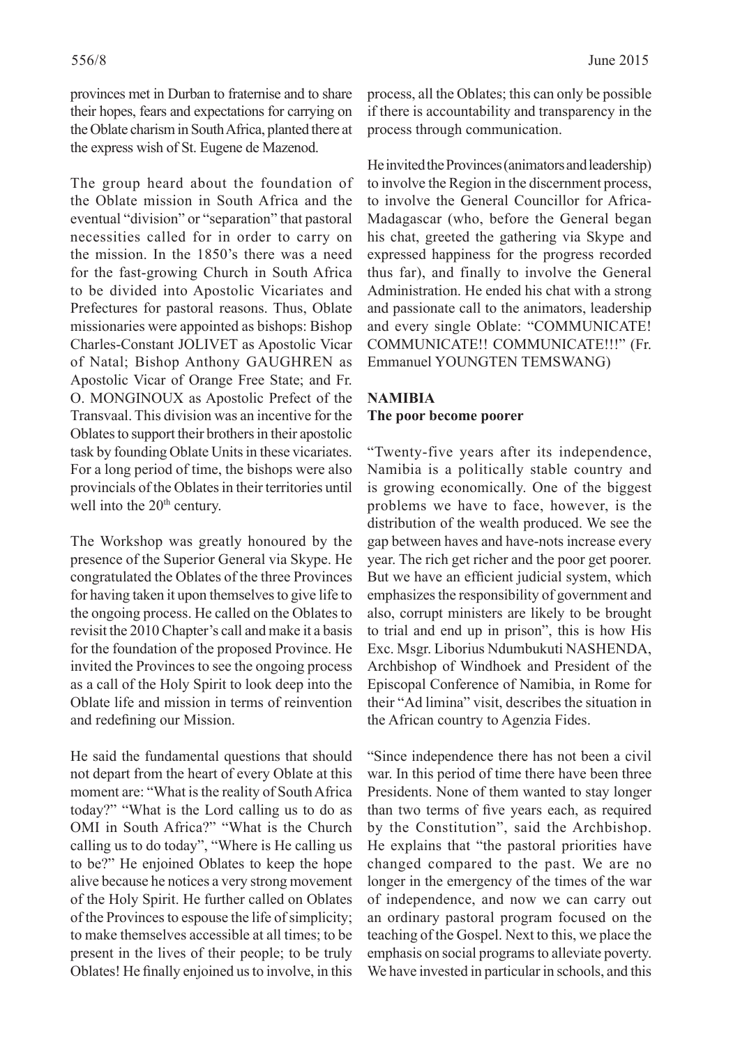provinces met in Durban to fraternise and to share their hopes, fears and expectations for carrying on the Oblate charism in South Africa, planted there at the express wish of St. Eugene de Mazenod.

The group heard about the foundation of the Oblate mission in South Africa and the eventual "division" or "separation" that pastoral necessities called for in order to carry on the mission. In the 1850's there was a need for the fast-growing Church in South Africa to be divided into Apostolic Vicariates and Prefectures for pastoral reasons. Thus, Oblate missionaries were appointed as bishops: Bishop Charles-Constant JOLIVET as Apostolic Vicar of Natal; Bishop Anthony GAUGHREN as Apostolic Vicar of Orange Free State; and Fr. O. MONGINOUX as Apostolic Prefect of the Transvaal. This division was an incentive for the Oblates to support their brothers in their apostolic task by founding Oblate Units in these vicariates. For a long period of time, the bishops were also provincials of the Oblates in their territories until well into the 20th century.

The Workshop was greatly honoured by the presence of the Superior General via Skype. He congratulated the Oblates of the three Provinces for having taken it upon themselves to give life to the ongoing process. He called on the Oblates to revisit the 2010 Chapter's call and make it a basis for the foundation of the proposed Province. He invited the Provinces to see the ongoing process as a call of the Holy Spirit to look deep into the Oblate life and mission in terms of reinvention and redefining our Mission.

He said the fundamental questions that should not depart from the heart of every Oblate at this moment are: "What is the reality of South Africa today?" "What is the Lord calling us to do as OMI in South Africa?" "What is the Church calling us to do today", "Where is He calling us to be?" He enjoined Oblates to keep the hope alive because he notices a very strong movement of the Holy Spirit. He further called on Oblates of the Provinces to espouse the life of simplicity; to make themselves accessible at all times; to be present in the lives of their people; to be truly Oblates! He finally enjoined us to involve, in this process, all the Oblates; this can only be possible if there is accountability and transparency in the process through communication.

He invited the Provinces (animators and leadership) to involve the Region in the discernment process, to involve the General Councillor for Africa-Madagascar (who, before the General began his chat, greeted the gathering via Skype and expressed happiness for the progress recorded thus far), and finally to involve the General Administration. He ended his chat with a strong and passionate call to the animators, leadership and every single Oblate: "COMMUNICATE! COMMUNICATE!! COMMUNICATE!!!" (Fr. Emmanuel YOUNGTEN TEMSWANG)

## NAMIBIA

### The poor become poorer

"Twenty-five years after its independence, Namibia is a politically stable country and is growing economically. One of the biggest problems we have to face, however, is the distribution of the wealth produced. We see the gap between haves and have-nots increase every year. The rich get richer and the poor get poorer. But we have an efficient judicial system, which emphasizes the responsibility of government and also, corrupt ministers are likely to be brought to trial and end up in prison", this is how His Exc. Msgr. Liborius Ndumbukuti NASHENDA, Archbishop of Windhoek and President of the Episcopal Conference of Namibia, in Rome for their "Ad limina" visit, describes the situation in the African country to Agenzia Fides.

"Since independence there has not been a civil war. In this period of time there have been three Presidents. None of them wanted to stay longer than two terms of five years each, as required by the Constitution", said the Archbishop. He explains that "the pastoral priorities have changed compared to the past. We are no longer in the emergency of the times of the war of independence, and now we can carry out an ordinary pastoral program focused on the teaching of the Gospel. Next to this, we place the emphasis on social programs to alleviate poverty. We have invested in particular in schools, and this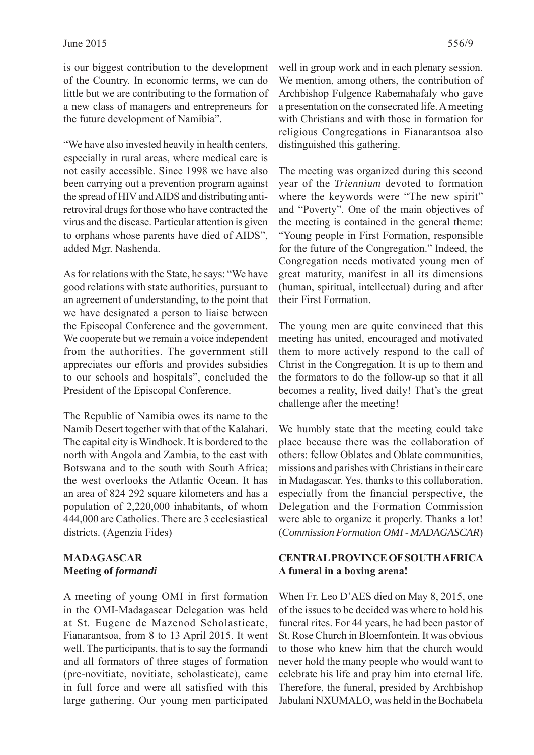is our biggest contribution to the development of the Country. In economic terms, we can do little but we are contributing to the formation of a new class of managers and entrepreneurs for the future development of Namibia".

"We have also invested heavily in health centers, especially in rural areas, where medical care is not easily accessible. Since 1998 we have also been carrying out a prevention program against the spread of HIV and AIDS and distributing anti-retroviral drugs for those who have contracted the virus and the disease. Particular attention is given to orphans whose parents have died of AIDS", added Mgr. Nashenda.

As for relations with the State, he says: "We have good relations with state authorities, pursuant to an agreement of understanding, to the point that we have designated a person to liaise between the Episcopal Conference and the government. We cooperate but we remain a voice independent from the authorities. The government still appreciates our efforts and provides subsidies to our schools and hospitals", concluded the President of the Episcopal Conference.

The Republic of Namibia owes its name to the Namib Desert together with that of the Kalahari. The capital city is Windhoek. It is bordered to the north with Angola and Zambia, to the east with Botswana and to the south with South Africa; the west overlooks the Atlantic Ocean. It has an area of 824 292 square kilometers and has a population of 2,220,000 inhabitants, of whom 444,000 are Catholics. There are 3 ecclesiastical districts. (Agenzia Fides)

## MADAGASCAR
### Meeting of *formandi*

A meeting of young OMI in first formation in the OMI-Madagascar Delegation was held at St. Eugene de Mazenod Scholasticate, Fianarantsoa, from 8 to 13 April 2015. It went well. The participants, that is to say the formandi and all formators of three stages of formation (pre-novitiate, novitiate, scholasticate), came in full force and were all satisfied with this large gathering. Our young men participated well in group work and in each plenary session. We mention, among others, the contribution of Archbishop Fulgence Rabemahafaly who gave a presentation on the consecrated life. A meeting with Christians and with those in formation for religious Congregations in Fianarantsoa also distinguished this gathering.

The meeting was organized during this second year of the *Triennium* devoted to formation where the keywords were "The new spirit" and "Poverty". One of the main objectives of the meeting is contained in the general theme: "Young people in First Formation, responsible for the future of the Congregation." Indeed, the Congregation needs motivated young men of great maturity, manifest in all its dimensions (human, spiritual, intellectual) during and after their First Formation.

The young men are quite convinced that this meeting has united, encouraged and motivated them to more actively respond to the call of Christ in the Congregation. It is up to them and the formators to do the follow-up so that it all becomes a reality, lived daily! That's the great challenge after the meeting!

We humbly state that the meeting could take place because there was the collaboration of others: fellow Oblates and Oblate communities, missions and parishes with Christians in their care in Madagascar. Yes, thanks to this collaboration, especially from the financial perspective, the Delegation and the Formation Commission were able to organize it properly. Thanks a lot! (*Commission Formation OMI - MADAGASCAR*)

## CENTRAL PROVINCE OF SOUTH AFRICA
### A funeral in a boxing arena!

When Fr. Leo D'AES died on May 8, 2015, one of the issues to be decided was where to hold his funeral rites. For 44 years, he had been pastor of St. Rose Church in Bloemfontein. It was obvious to those who knew him that the church would never hold the many people who would want to celebrate his life and pray him into eternal life. Therefore, the funeral, presided by Archbishop Jabulani NXUMALO, was held in the Bochabela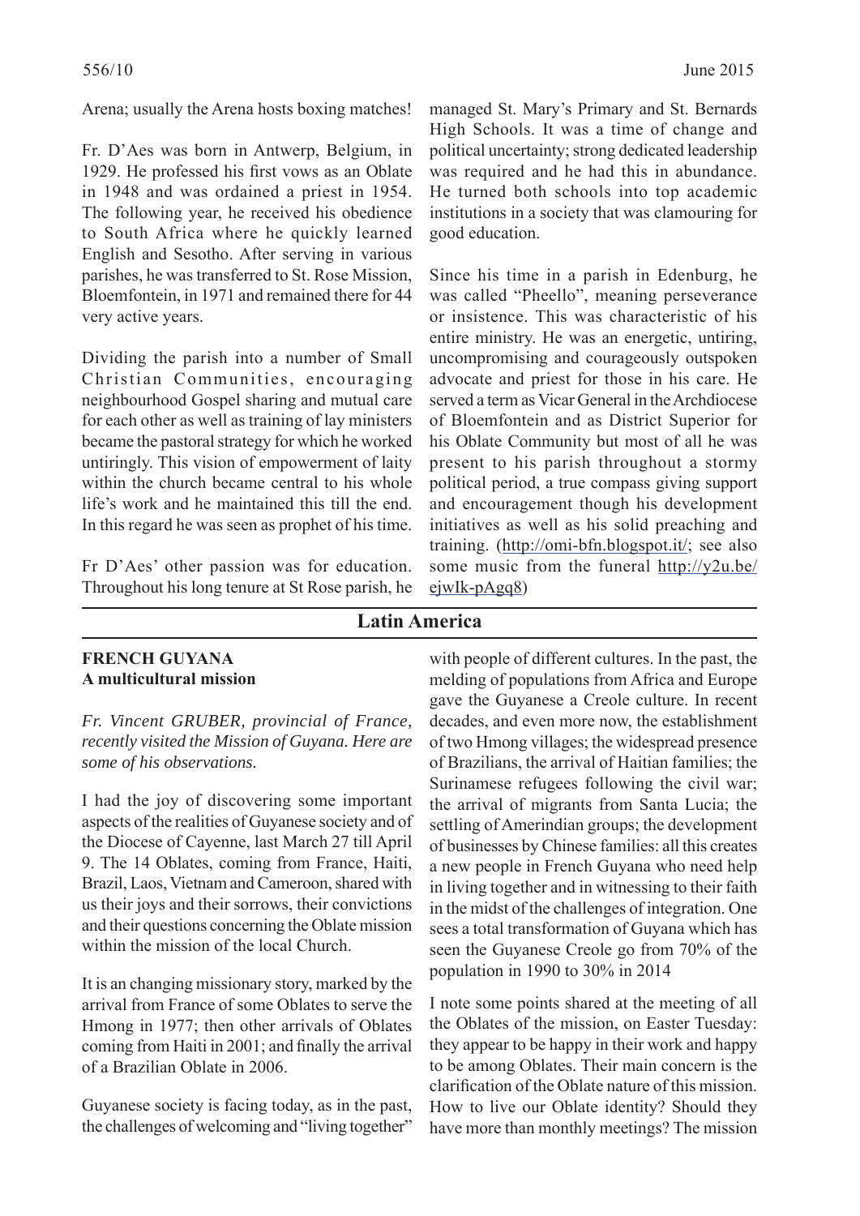Arena; usually the Arena hosts boxing matches!

Fr. D'Aes was born in Antwerp, Belgium, in 1929. He professed his first vows as an Oblate in 1948 and was ordained a priest in 1954. The following year, he received his obedience to South Africa where he quickly learned English and Sesotho. After serving in various parishes, he was transferred to St. Rose Mission, Bloemfontein, in 1971 and remained there for 44 very active years.

Dividing the parish into a number of Small Christian Communities, encouraging neighbourhood Gospel sharing and mutual care for each other as well as training of lay ministers became the pastoral strategy for which he worked untiringly. This vision of empowerment of laity within the church became central to his whole life's work and he maintained this till the end. In this regard he was seen as prophet of his time.

Fr D'Aes' other passion was for education. Throughout his long tenure at St Rose parish, he managed St. Mary's Primary and St. Bernards High Schools. It was a time of change and political uncertainty; strong dedicated leadership was required and he had this in abundance. He turned both schools into top academic institutions in a society that was clamouring for good education.

Since his time in a parish in Edenburg, he was called "Pheello", meaning perseverance or insistence. This was characteristic of his entire ministry. He was an energetic, untiring, uncompromising and courageously outspoken advocate and priest for those in his care. He served a term as Vicar General in the Archdiocese of Bloemfontein and as District Superior for his Oblate Community but most of all he was present to his parish throughout a stormy political period, a true compass giving support and encouragement though his development initiatives as well as his solid preaching and training. (http://omi-bfn.blogspot.it/; see also some music from the funeral http://y2u.be/ejwIk-pAgq8)

## Latin America

### FRENCH GUYANA
### A multicultural mission

*Fr. Vincent GRUBER, provincial of France, recently visited the Mission of Guyana. Here are some of his observations.*

I had the joy of discovering some important aspects of the realities of Guyanese society and of the Diocese of Cayenne, last March 27 till April 9. The 14 Oblates, coming from France, Haiti, Brazil, Laos, Vietnam and Cameroon, shared with us their joys and their sorrows, their convictions and their questions concerning the Oblate mission within the mission of the local Church.

It is an changing missionary story, marked by the arrival from France of some Oblates to serve the Hmong in 1977; then other arrivals of Oblates coming from Haiti in 2001; and finally the arrival of a Brazilian Oblate in 2006.

Guyanese society is facing today, as in the past, the challenges of welcoming and "living together" with people of different cultures. In the past, the melding of populations from Africa and Europe gave the Guyanese a Creole culture. In recent decades, and even more now, the establishment of two Hmong villages; the widespread presence of Brazilians, the arrival of Haitian families; the Surinamese refugees following the civil war; the arrival of migrants from Santa Lucia; the settling of Amerindian groups; the development of businesses by Chinese families: all this creates a new people in French Guyana who need help in living together and in witnessing to their faith in the midst of the challenges of integration. One sees a total transformation of Guyana which has seen the Guyanese Creole go from 70% of the population in 1990 to 30% in 2014

I note some points shared at the meeting of all the Oblates of the mission, on Easter Tuesday: they appear to be happy in their work and happy to be among Oblates. Their main concern is the clarification of the Oblate nature of this mission. How to live our Oblate identity? Should they have more than monthly meetings? The mission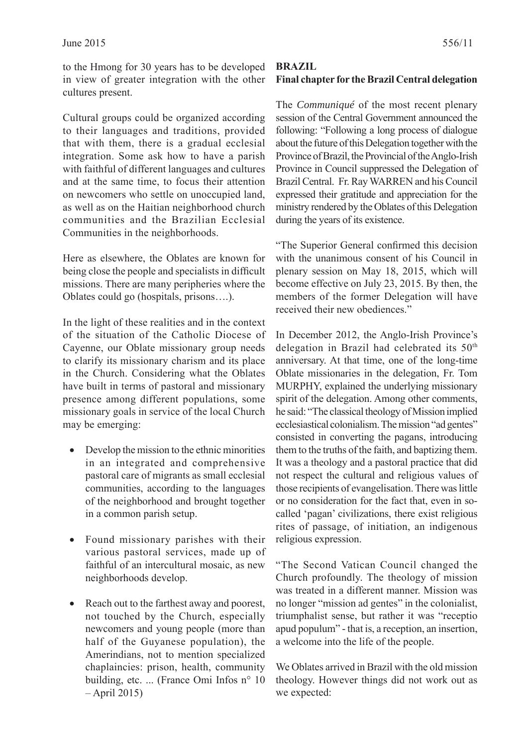to the Hmong for 30 years has to be developed in view of greater integration with the other cultures present.

Cultural groups could be organized according to their languages and traditions, provided that with them, there is a gradual ecclesial integration. Some ask how to have a parish with faithful of different languages and cultures and at the same time, to focus their attention on newcomers who settle on unoccupied land, as well as on the Haitian neighborhood church communities and the Brazilian Ecclesial Communities in the neighborhoods.

Here as elsewhere, the Oblates are known for being close the people and specialists in difficult missions. There are many peripheries where the Oblates could go (hospitals, prisons….).

In the light of these realities and in the context of the situation of the Catholic Diocese of Cayenne, our Oblate missionary group needs to clarify its missionary charism and its place in the Church. Considering what the Oblates have built in terms of pastoral and missionary presence among different populations, some missionary goals in service of the local Church may be emerging:

- Develop the mission to the ethnic minorities in an integrated and comprehensive pastoral care of migrants as small ecclesial communities, according to the languages of the neighborhood and brought together in a common parish setup.
- Found missionary parishes with their various pastoral services, made up of faithful of an intercultural mosaic, as new neighborhoods develop.
- Reach out to the farthest away and poorest, not touched by the Church, especially newcomers and young people (more than half of the Guyanese population), the Amerindians, not to mention specialized chaplaincies: prison, health, community building, etc. ... (France Omi Infos n° 10 – April 2015)

**BRAZIL**

**Final chapter for the Brazil Central delegation**

The *Communiqué* of the most recent plenary session of the Central Government announced the following: "Following a long process of dialogue about the future of this Delegation together with the Province of Brazil, the Provincial of the Anglo-Irish Province in Council suppressed the Delegation of Brazil Central. Fr. Ray WARREN and his Council expressed their gratitude and appreciation for the ministry rendered by the Oblates of this Delegation during the years of its existence.

"The Superior General confirmed this decision with the unanimous consent of his Council in plenary session on May 18, 2015, which will become effective on July 23, 2015. By then, the members of the former Delegation will have received their new obediences."

In December 2012, the Anglo-Irish Province's delegation in Brazil had celebrated its 50th anniversary. At that time, one of the long-time Oblate missionaries in the delegation, Fr. Tom MURPHY, explained the underlying missionary spirit of the delegation. Among other comments, he said: "The classical theology of Mission implied ecclesiastical colonialism. The mission "ad gentes" consisted in converting the pagans, introducing them to the truths of the faith, and baptizing them. It was a theology and a pastoral practice that did not respect the cultural and religious values of those recipients of evangelisation. There was little or no consideration for the fact that, even in so-called 'pagan' civilizations, there exist religious rites of passage, of initiation, an indigenous religious expression.

"The Second Vatican Council changed the Church profoundly. The theology of mission was treated in a different manner. Mission was no longer "mission ad gentes" in the colonialist, triumphalist sense, but rather it was "receptio apud populum" - that is, a reception, an insertion, a welcome into the life of the people.

We Oblates arrived in Brazil with the old mission theology. However things did not work out as we expected: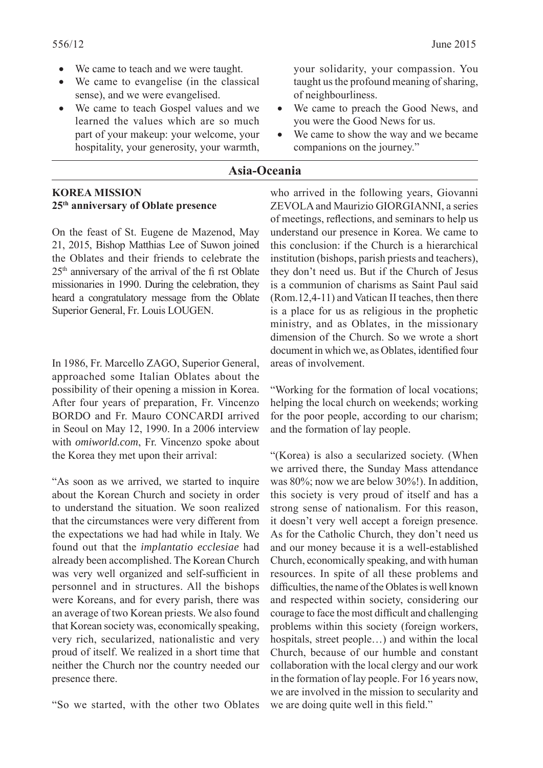- We came to teach and we were taught.
- We came to evangelise (in the classical sense), and we were evangelised.
- We came to teach Gospel values and we learned the values which are so much part of your makeup: your welcome, your hospitality, your generosity, your warmth, your solidarity, your compassion. You taught us the profound meaning of sharing, of neighbourliness.
- We came to preach the Good News, and you were the Good News for us.
- We came to show the way and we became companions on the journey."

## Asia-Oceania

### KOREA MISSION
**25th anniversary of Oblate presence**

On the feast of St. Eugene de Mazenod, May 21, 2015, Bishop Matthias Lee of Suwon joined the Oblates and their friends to celebrate the 25th anniversary of the arrival of the first Oblate missionaries in 1990. During the celebration, they heard a congratulatory message from the Oblate Superior General, Fr. Louis LOUGEN.

In 1986, Fr. Marcello ZAGO, Superior General, approached some Italian Oblates about the possibility of their opening a mission in Korea. After four years of preparation, Fr. Vincenzo BORDO and Fr. Mauro CONCARDI arrived in Seoul on May 12, 1990. In a 2006 interview with *omiworld.com*, Fr. Vincenzo spoke about the Korea they met upon their arrival:

"As soon as we arrived, we started to inquire about the Korean Church and society in order to understand the situation. We soon realized that the circumstances were very different from the expectations we had had while in Italy. We found out that the *implantatio ecclesiae* had already been accomplished. The Korean Church was very well organized and self-sufficient in personnel and in structures. All the bishops were Koreans, and for every parish, there was an average of two Korean priests. We also found that Korean society was, economically speaking, very rich, secularized, nationalistic and very proud of itself. We realized in a short time that neither the Church nor the country needed our presence there.

"So we started, with the other two Oblates who arrived in the following years, Giovanni ZEVOLA and Maurizio GIORGIANNI, a series of meetings, reflections, and seminars to help us understand our presence in Korea. We came to this conclusion: if the Church is a hierarchical institution (bishops, parish priests and teachers), they don't need us. But if the Church of Jesus is a communion of charisms as Saint Paul said (Rom.12,4-11) and Vatican II teaches, then there is a place for us as religious in the prophetic ministry, and as Oblates, in the missionary dimension of the Church. So we wrote a short document in which we, as Oblates, identified four areas of involvement.

"Working for the formation of local vocations; helping the local church on weekends; working for the poor people, according to our charism; and the formation of lay people.

"(Korea) is also a secularized society. (When we arrived there, the Sunday Mass attendance was 80%; now we are below 30%!). In addition, this society is very proud of itself and has a strong sense of nationalism. For this reason, it doesn't very well accept a foreign presence. As for the Catholic Church, they don't need us and our money because it is a well-established Church, economically speaking, and with human resources. In spite of all these problems and difficulties, the name of the Oblates is well known and respected within society, considering our courage to face the most difficult and challenging problems within this society (foreign workers, hospitals, street people…) and within the local Church, because of our humble and constant collaboration with the local clergy and our work in the formation of lay people. For 16 years now, we are involved in the mission to secularity and we are doing quite well in this field."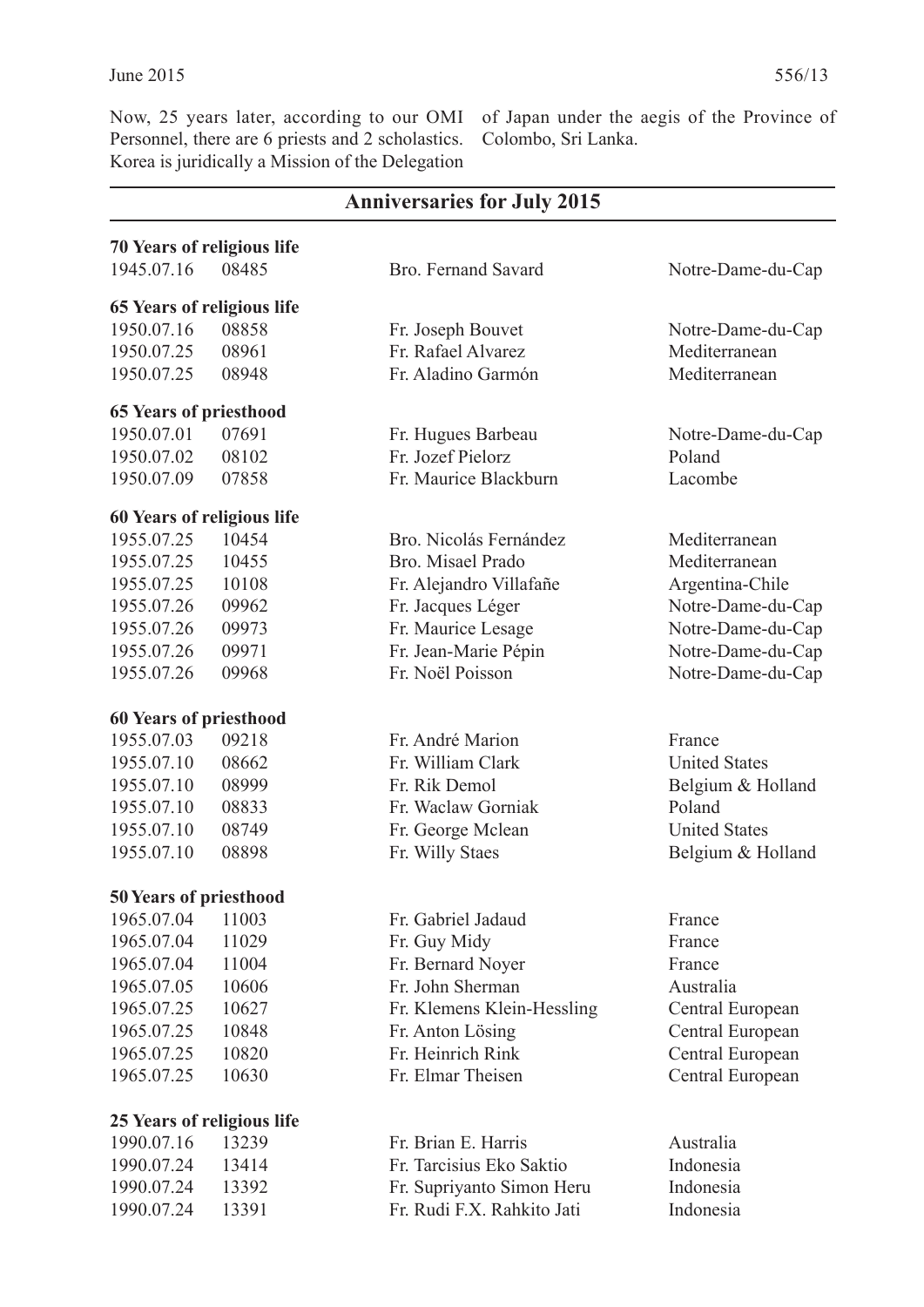Now, 25 years later, according to our OMI Personnel, there are 6 priests and 2 scholastics. Korea is juridically a Mission of the Delegation of Japan under the aegis of the Province of Colombo, Sri Lanka.

## Anniversaries for July 2015

**70 Years of religious life**

| | | | |
|---|---|---|---|
| 1945.07.16 | 08485 | Bro. Fernand Savard | Notre-Dame-du-Cap |

**65 Years of religious life**

| | | | |
|---|---|---|---|
| 1950.07.16 | 08858 | Fr. Joseph Bouvet | Notre-Dame-du-Cap |
| 1950.07.25 | 08961 | Fr. Rafael Alvarez | Mediterranean |
| 1950.07.25 | 08948 | Fr. Aladino Garmón | Mediterranean |

**65 Years of priesthood**

| | | | |
|---|---|---|---|
| 1950.07.01 | 07691 | Fr. Hugues Barbeau | Notre-Dame-du-Cap |
| 1950.07.02 | 08102 | Fr. Jozef Pielorz | Poland |
| 1950.07.09 | 07858 | Fr. Maurice Blackburn | Lacombe |

**60 Years of religious life**

| | | | |
|---|---|---|---|
| 1955.07.25 | 10454 | Bro. Nicolás Fernández | Mediterranean |
| 1955.07.25 | 10455 | Bro. Misael Prado | Mediterranean |
| 1955.07.25 | 10108 | Fr. Alejandro Villafañe | Argentina-Chile |
| 1955.07.26 | 09962 | Fr. Jacques Léger | Notre-Dame-du-Cap |
| 1955.07.26 | 09973 | Fr. Maurice Lesage | Notre-Dame-du-Cap |
| 1955.07.26 | 09971 | Fr. Jean-Marie Pépin | Notre-Dame-du-Cap |
| 1955.07.26 | 09968 | Fr. Noël Poisson | Notre-Dame-du-Cap |

**60 Years of priesthood**

| | | | |
|---|---|---|---|
| 1955.07.03 | 09218 | Fr. André Marion | France |
| 1955.07.10 | 08662 | Fr. William Clark | United States |
| 1955.07.10 | 08999 | Fr. Rik Demol | Belgium & Holland |
| 1955.07.10 | 08833 | Fr. Waclaw Gorniak | Poland |
| 1955.07.10 | 08749 | Fr. George Mclean | United States |
| 1955.07.10 | 08898 | Fr. Willy Staes | Belgium & Holland |

**50 Years of priesthood**

| | | | |
|---|---|---|---|
| 1965.07.04 | 11003 | Fr. Gabriel Jadaud | France |
| 1965.07.04 | 11029 | Fr. Guy Midy | France |
| 1965.07.04 | 11004 | Fr. Bernard Noyer | France |
| 1965.07.05 | 10606 | Fr. John Sherman | Australia |
| 1965.07.25 | 10627 | Fr. Klemens Klein-Hessling | Central European |
| 1965.07.25 | 10848 | Fr. Anton Lösing | Central European |
| 1965.07.25 | 10820 | Fr. Heinrich Rink | Central European |
| 1965.07.25 | 10630 | Fr. Elmar Theisen | Central European |

**25 Years of religious life**

| | | | |
|---|---|---|---|
| 1990.07.16 | 13239 | Fr. Brian E. Harris | Australia |
| 1990.07.24 | 13414 | Fr. Tarcisius Eko Saktio | Indonesia |
| 1990.07.24 | 13392 | Fr. Supriyanto Simon Heru | Indonesia |
| 1990.07.24 | 13391 | Fr. Rudi F.X. Rahkito Jati | Indonesia |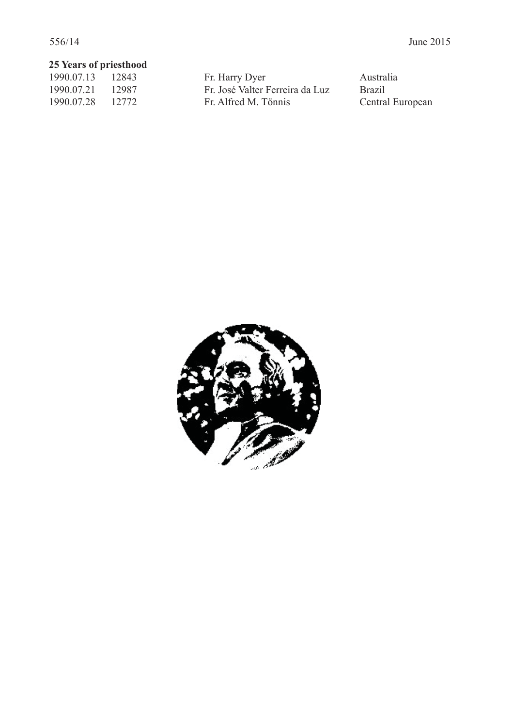**25 Years of priesthood**

| | | | |
|---|---|---|---|
| 1990.07.13 | 12843 | Fr. Harry Dyer | Australia |
| 1990.07.21 | 12987 | Fr. José Valter Ferreira da Luz | Brazil |
| 1990.07.28 | 12772 | Fr. Alfred M. Tönnis | Central European |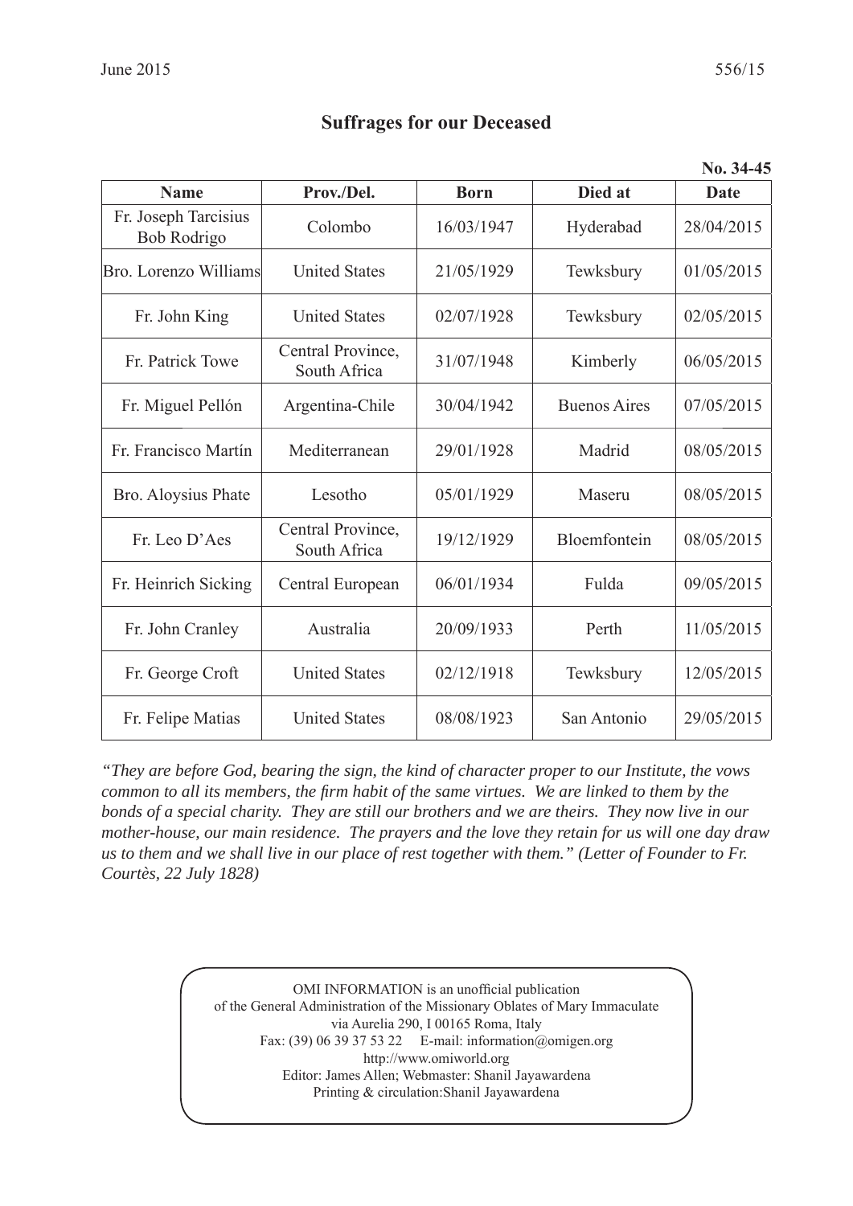## Suffrages for our Deceased

**No. 34-45**

| Name | Prov./Del. | Born | Died at | Date |
|---|---|---|---|---|
| Fr. Joseph Tarcisius Bob Rodrigo | Colombo | 16/03/1947 | Hyderabad | 28/04/2015 |
| Bro. Lorenzo Williams | United States | 21/05/1929 | Tewksbury | 01/05/2015 |
| Fr. John King | United States | 02/07/1928 | Tewksbury | 02/05/2015 |
| Fr. Patrick Towe | Central Province, South Africa | 31/07/1948 | Kimberly | 06/05/2015 |
| Fr. Miguel Pellón | Argentina-Chile | 30/04/1942 | Buenos Aires | 07/05/2015 |
| Fr. Francisco Martín | Mediterranean | 29/01/1928 | Madrid | 08/05/2015 |
| Bro. Aloysius Phate | Lesotho | 05/01/1929 | Maseru | 08/05/2015 |
| Fr. Leo D'Aes | Central Province, South Africa | 19/12/1929 | Bloemfontein | 08/05/2015 |
| Fr. Heinrich Sicking | Central European | 06/01/1934 | Fulda | 09/05/2015 |
| Fr. John Cranley | Australia | 20/09/1933 | Perth | 11/05/2015 |
| Fr. George Croft | United States | 02/12/1918 | Tewksbury | 12/05/2015 |
| Fr. Felipe Matias | United States | 08/08/1923 | San Antonio | 29/05/2015 |

*"They are before God, bearing the sign, the kind of character proper to our Institute, the vows common to all its members, the firm habit of the same virtues. We are linked to them by the bonds of a special charity. They are still our brothers and we are theirs. They now live in our mother-house, our main residence. The prayers and the love they retain for us will one day draw us to them and we shall live in our place of rest together with them." (Letter of Founder to Fr. Courtès, 22 July 1828)*

OMI INFORMATION is an unofficial publication
of the General Administration of the Missionary Oblates of Mary Immaculate
via Aurelia 290, I 00165 Roma, Italy
Fax: (39) 06 39 37 53 22 E-mail: information@omigen.org
http://www.omiworld.org
Editor: James Allen; Webmaster: Shanil Jayawardena
Printing & circulation:Shanil Jayawardena